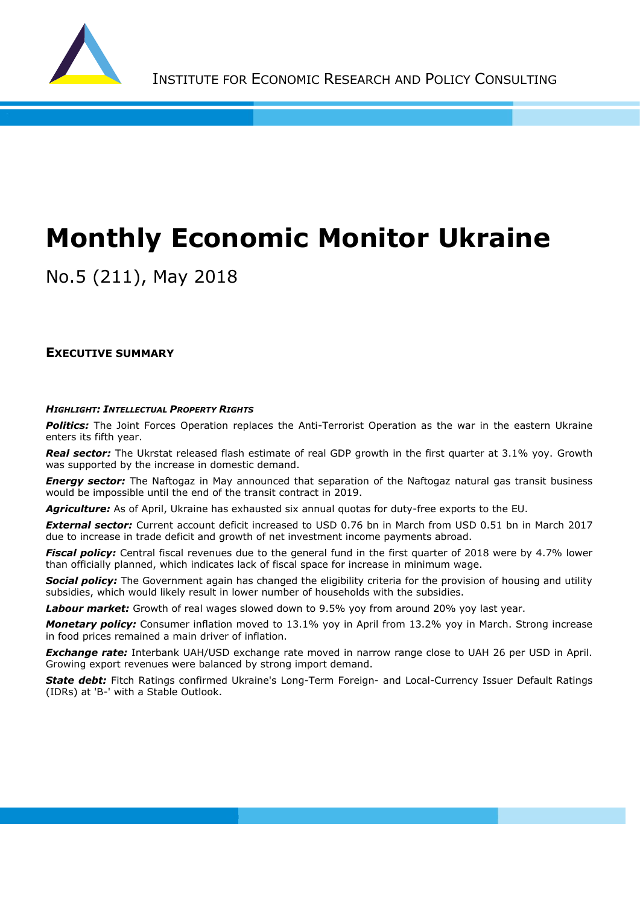INSTITUTE FOR ECONOMIC RESEARCH AND POLICY CONSULTING

# Monthly Economic Monitor Ukraine

No.5 (211), May 2018

## EXECUTIVE SUMMARY

***HIGHLIGHT: INTELLECTUAL PROPERTY RIGHTS***

***Politics:*** The Joint Forces Operation replaces the Anti-Terrorist Operation as the war in the eastern Ukraine enters its fifth year.

***Real sector:*** The Ukrstat released flash estimate of real GDP growth in the first quarter at 3.1% yoy. Growth was supported by the increase in domestic demand.

***Energy sector:*** The Naftogaz in May announced that separation of the Naftogaz natural gas transit business would be impossible until the end of the transit contract in 2019.

***Agriculture:*** As of April, Ukraine has exhausted six annual quotas for duty-free exports to the EU.

***External sector:*** Current account deficit increased to USD 0.76 bn in March from USD 0.51 bn in March 2017 due to increase in trade deficit and growth of net investment income payments abroad.

***Fiscal policy:*** Central fiscal revenues due to the general fund in the first quarter of 2018 were by 4.7% lower than officially planned, which indicates lack of fiscal space for increase in minimum wage.

***Social policy:*** The Government again has changed the eligibility criteria for the provision of housing and utility subsidies, which would likely result in lower number of households with the subsidies.

***Labour market:*** Growth of real wages slowed down to 9.5% yoy from around 20% yoy last year.

***Monetary policy:*** Consumer inflation moved to 13.1% yoy in April from 13.2% yoy in March. Strong increase in food prices remained a main driver of inflation.

***Exchange rate:*** Interbank UAH/USD exchange rate moved in narrow range close to UAH 26 per USD in April. Growing export revenues were balanced by strong import demand.

***State debt:*** Fitch Ratings confirmed Ukraine's Long-Term Foreign- and Local-Currency Issuer Default Ratings (IDRs) at 'B-' with a Stable Outlook.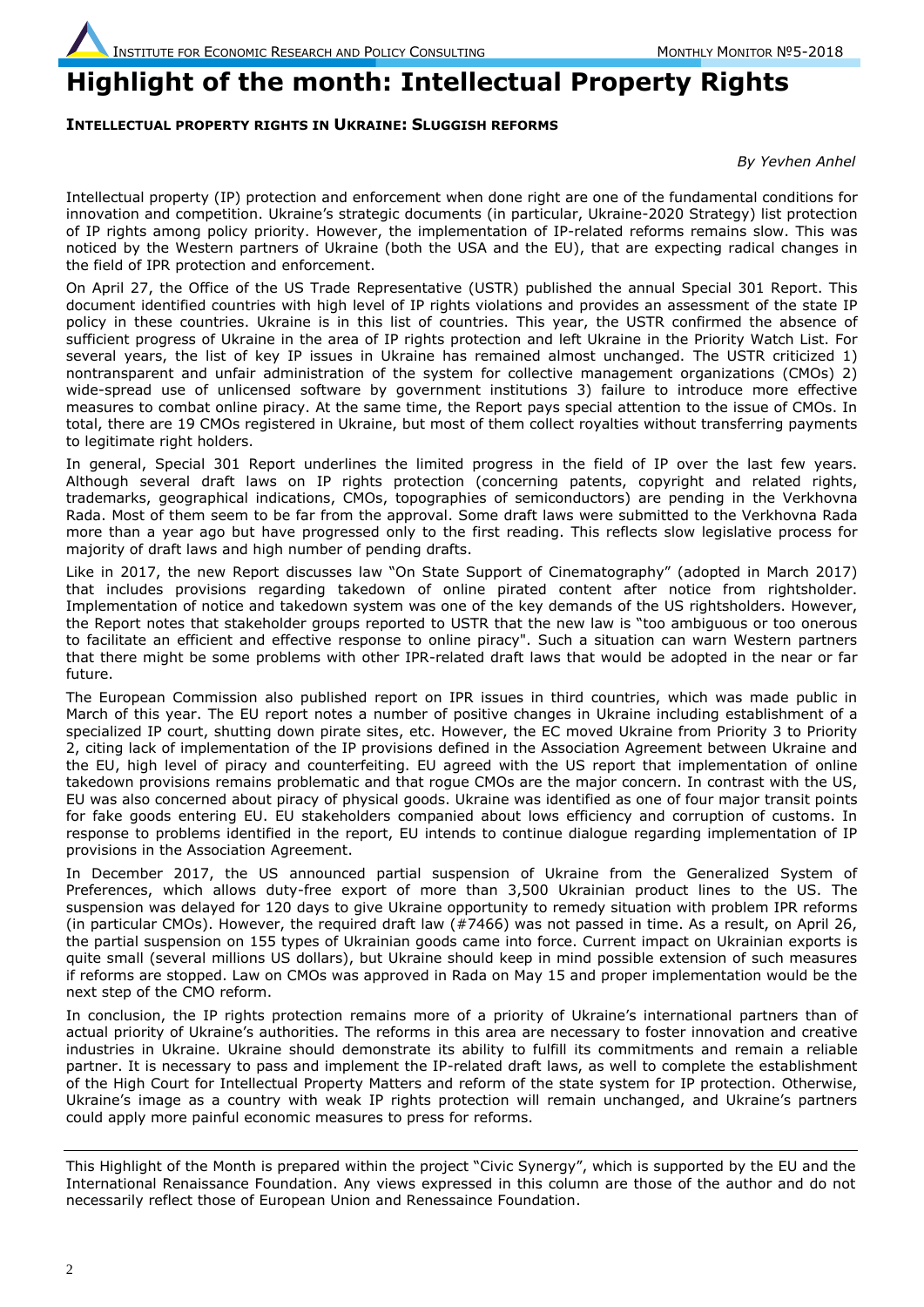# Highlight of the month: Intellectual Property Rights

**INTELLECTUAL PROPERTY RIGHTS IN UKRAINE: SLUGGISH REFORMS**

*By Yevhen Anhel*

Intellectual property (IP) protection and enforcement when done right are one of the fundamental conditions for innovation and competition. Ukraine's strategic documents (in particular, Ukraine-2020 Strategy) list protection of IP rights among policy priority. However, the implementation of IP-related reforms remains slow. This was noticed by the Western partners of Ukraine (both the USA and the EU), that are expecting radical changes in the field of IPR protection and enforcement.

On April 27, the Office of the US Trade Representative (USTR) published the annual Special 301 Report. This document identified countries with high level of IP rights violations and provides an assessment of the state IP policy in these countries. Ukraine is in this list of countries. This year, the USTR confirmed the absence of sufficient progress of Ukraine in the area of IP rights protection and left Ukraine in the Priority Watch List. For several years, the list of key IP issues in Ukraine has remained almost unchanged. The USTR criticized 1) nontransparent and unfair administration of the system for collective management organizations (CMOs) 2) wide-spread use of unlicensed software by government institutions 3) failure to introduce more effective measures to combat online piracy. At the same time, the Report pays special attention to the issue of CMOs. In total, there are 19 CMOs registered in Ukraine, but most of them collect royalties without transferring payments to legitimate right holders.

In general, Special 301 Report underlines the limited progress in the field of IP over the last few years. Although several draft laws on IP rights protection (concerning patents, copyright and related rights, trademarks, geographical indications, CMOs, topographies of semiconductors) are pending in the Verkhovna Rada. Most of them seem to be far from the approval. Some draft laws were submitted to the Verkhovna Rada more than a year ago but have progressed only to the first reading. This reflects slow legislative process for majority of draft laws and high number of pending drafts.

Like in 2017, the new Report discusses law "On State Support of Cinematography" (adopted in March 2017) that includes provisions regarding takedown of online pirated content after notice from rightsholder. Implementation of notice and takedown system was one of the key demands of the US rightsholders. However, the Report notes that stakeholder groups reported to USTR that the new law is "too ambiguous or too onerous to facilitate an efficient and effective response to online piracy". Such a situation can warn Western partners that there might be some problems with other IPR-related draft laws that would be adopted in the near or far future.

The European Commission also published report on IPR issues in third countries, which was made public in March of this year. The EU report notes a number of positive changes in Ukraine including establishment of a specialized IP court, shutting down pirate sites, etc. However, the EC moved Ukraine from Priority 3 to Priority 2, citing lack of implementation of the IP provisions defined in the Association Agreement between Ukraine and the EU, high level of piracy and counterfeiting. EU agreed with the US report that implementation of online takedown provisions remains problematic and that rogue CMOs are the major concern. In contrast with the US, EU was also concerned about piracy of physical goods. Ukraine was identified as one of four major transit points for fake goods entering EU. EU stakeholders companied about lows efficiency and corruption of customs. In response to problems identified in the report, EU intends to continue dialogue regarding implementation of IP provisions in the Association Agreement.

In December 2017, the US announced partial suspension of Ukraine from the Generalized System of Preferences, which allows duty-free export of more than 3,500 Ukrainian product lines to the US. The suspension was delayed for 120 days to give Ukraine opportunity to remedy situation with problem IPR reforms (in particular CMOs). However, the required draft law (#7466) was not passed in time. As a result, on April 26, the partial suspension on 155 types of Ukrainian goods came into force. Current impact on Ukrainian exports is quite small (several millions US dollars), but Ukraine should keep in mind possible extension of such measures if reforms are stopped. Law on CMOs was approved in Rada on May 15 and proper implementation would be the next step of the CMO reform.

In conclusion, the IP rights protection remains more of a priority of Ukraine's international partners than of actual priority of Ukraine's authorities. The reforms in this area are necessary to foster innovation and creative industries in Ukraine. Ukraine should demonstrate its ability to fulfill its commitments and remain a reliable partner. It is necessary to pass and implement the IP-related draft laws, as well to complete the establishment of the High Court for Intellectual Property Matters and reform of the state system for IP protection. Otherwise, Ukraine's image as a country with weak IP rights protection will remain unchanged, and Ukraine's partners could apply more painful economic measures to press for reforms.

---

This Highlight of the Month is prepared within the project "Civic Synergy", which is supported by the EU and the International Renaissance Foundation. Any views expressed in this column are those of the author and do not necessarily reflect those of European Union and Renessaince Foundation.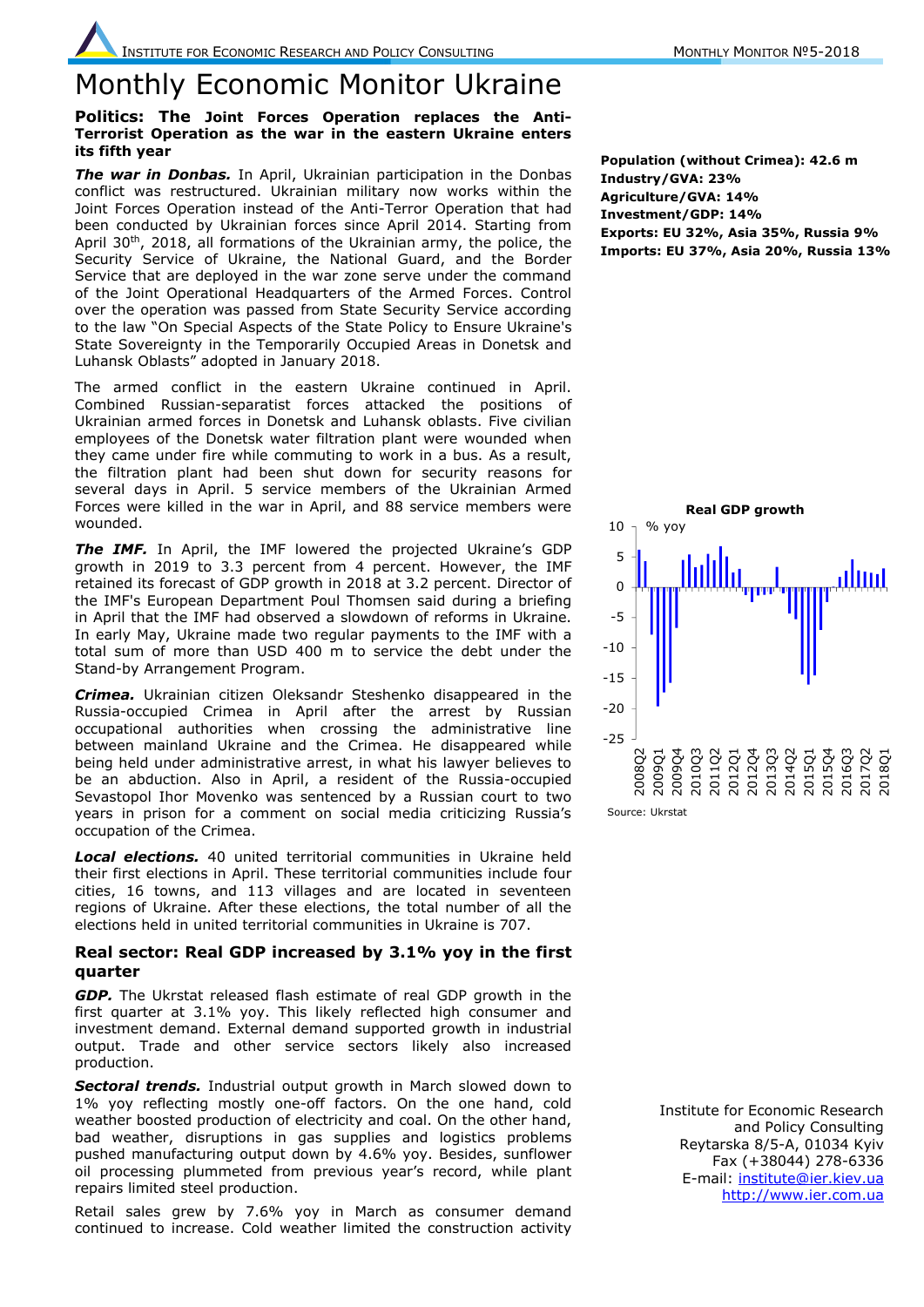# Monthly Economic Monitor Ukraine

## Politics: The Joint Forces Operation replaces the Anti-Terrorist Operation as the war in the eastern Ukraine enters its fifth year

***The war in Donbas.*** In April, Ukrainian participation in the Donbas conflict was restructured. Ukrainian military now works within the Joint Forces Operation instead of the Anti-Terror Operation that had been conducted by Ukrainian forces since April 2014. Starting from April 30th, 2018, all formations of the Ukrainian army, the police, the Security Service of Ukraine, the National Guard, and the Border Service that are deployed in the war zone serve under the command of the Joint Operational Headquarters of the Armed Forces. Control over the operation was passed from State Security Service according to the law "On Special Aspects of the State Policy to Ensure Ukraine's State Sovereignty in the Temporarily Occupied Areas in Donetsk and Luhansk Oblasts" adopted in January 2018.

The armed conflict in the eastern Ukraine continued in April. Combined Russian-separatist forces attacked the positions of Ukrainian armed forces in Donetsk and Luhansk oblasts. Five civilian employees of the Donetsk water filtration plant were wounded when they came under fire while commuting to work in a bus. As a result, the filtration plant had been shut down for security reasons for several days in April. 5 service members of the Ukrainian Armed Forces were killed in the war in April, and 88 service members were wounded.

***The IMF.*** In April, the IMF lowered the projected Ukraine's GDP growth in 2019 to 3.3 percent from 4 percent. However, the IMF retained its forecast of GDP growth in 2018 at 3.2 percent. Director of the IMF's European Department Poul Thomsen said during a briefing in April that the IMF had observed a slowdown of reforms in Ukraine. In early May, Ukraine made two regular payments to the IMF with a total sum of more than USD 400 m to service the debt under the Stand-by Arrangement Program.

***Crimea.*** Ukrainian citizen Oleksandr Steshenko disappeared in the Russia-occupied Crimea in April after the arrest by Russian occupational authorities when crossing the administrative line between mainland Ukraine and the Crimea. He disappeared while being held under administrative arrest, in what his lawyer believes to be an abduction. Also in April, a resident of the Russia-occupied Sevastopol Ihor Movenko was sentenced by a Russian court to two years in prison for a comment on social media criticizing Russia's occupation of the Crimea.

***Local elections.*** 40 united territorial communities in Ukraine held their first elections in April. These territorial communities include four cities, 16 towns, and 113 villages and are located in seventeen regions of Ukraine. After these elections, the total number of all the elections held in united territorial communities in Ukraine is 707.

## Real sector: Real GDP increased by 3.1% yoy in the first quarter

***GDP.*** The Ukrstat released flash estimate of real GDP growth in the first quarter at 3.1% yoy. This likely reflected high consumer and investment demand. External demand supported growth in industrial output. Trade and other service sectors likely also increased production.

***Sectoral trends.*** Industrial output growth in March slowed down to 1% yoy reflecting mostly one-off factors. On the one hand, cold weather boosted production of electricity and coal. On the other hand, bad weather, disruptions in gas supplies and logistics problems pushed manufacturing output down by 4.6% yoy. Besides, sunflower oil processing plummeted from previous year's record, while plant repairs limited steel production.

Retail sales grew by 7.6% yoy in March as consumer demand continued to increase. Cold weather limited the construction activity

**Population (without Crimea): 42.6 m**
**Industry/GVA: 23%**
**Agriculture/GVA: 14%**
**Investment/GDP: 14%**
**Exports: EU 32%, Asia 35%, Russia 9%**
**Imports: EU 37%, Asia 20%, Russia 13%**

**Real GDP growth**

% yoy

10, 5, 0, -5, -10, -15, -20, -25

2008Q2, 2009Q1, 2009Q4, 2010Q3, 2011Q2, 2012Q1, 2012Q4, 2013Q3, 2014Q2, 2015Q1, 2015Q4, 2016Q3, 2017Q2, 2018Q1

Source: Ukrstat

Institute for Economic Research
and Policy Consulting
Reytarska 8/5-A, 01034 Kyiv
Fax (+38044) 278-6336
E-mail: institute@ier.kiev.ua
http://www.ier.com.ua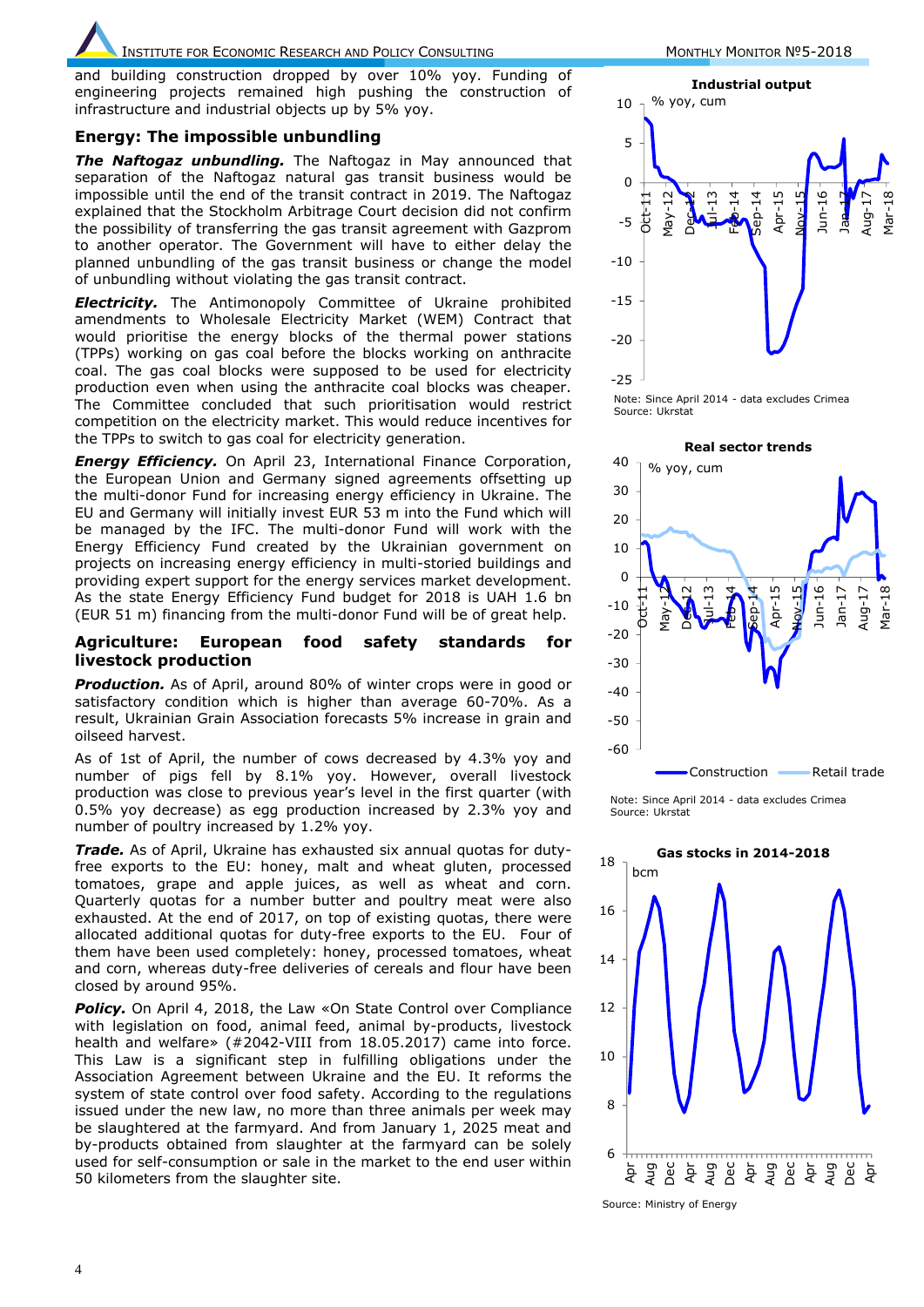and building construction dropped by over 10% yoy. Funding of engineering projects remained high pushing the construction of infrastructure and industrial objects up by 5% yoy.

## Energy: The impossible unbundling

***The Naftogaz unbundling.*** The Naftogaz in May announced that separation of the Naftogaz natural gas transit business would be impossible until the end of the transit contract in 2019. The Naftogaz explained that the Stockholm Arbitrage Court decision did not confirm the possibility of transferring the gas transit agreement with Gazprom to another operator. The Government will have to either delay the planned unbundling of the gas transit business or change the model of unbundling without violating the gas transit contract.

***Electricity.*** The Antimonopoly Committee of Ukraine prohibited amendments to Wholesale Electricity Market (WEM) Contract that would prioritise the energy blocks of the thermal power stations (TPPs) working on gas coal before the blocks working on anthracite coal. The gas coal blocks were supposed to be used for electricity production even when using the anthracite coal blocks was cheaper. The Committee concluded that such prioritisation would restrict competition on the electricity market. This would reduce incentives for the TPPs to switch to gas coal for electricity generation.

***Energy Efficiency.*** On April 23, International Finance Corporation, the European Union and Germany signed agreements offsetting up the multi-donor Fund for increasing energy efficiency in Ukraine. The EU and Germany will initially invest EUR 53 m into the Fund which will be managed by the IFC. The multi-donor Fund will work with the Energy Efficiency Fund created by the Ukrainian government on projects on increasing energy efficiency in multi-storied buildings and providing expert support for the energy services market development. As the state Energy Efficiency Fund budget for 2018 is UAH 1.6 bn (EUR 51 m) financing from the multi-donor Fund will be of great help.

## Agriculture: European food safety standards for livestock production

***Production.*** As of April, around 80% of winter crops were in good or satisfactory condition which is higher than average 60-70%. As a result, Ukrainian Grain Association forecasts 5% increase in grain and oilseed harvest.

As of 1st of April, the number of cows decreased by 4.3% yoy and number of pigs fell by 8.1% yoy. However, overall livestock production was close to previous year's level in the first quarter (with 0.5% yoy decrease) as egg production increased by 2.3% yoy and number of poultry increased by 1.2% yoy.

***Trade.*** As of April, Ukraine has exhausted six annual quotas for duty-free exports to the EU: honey, malt and wheat gluten, processed tomatoes, grape and apple juices, as well as wheat and corn. Quarterly quotas for a number butter and poultry meat were also exhausted. At the end of 2017, on top of existing quotas, there were allocated additional quotas for duty-free exports to the EU. Four of them have been used completely: honey, processed tomatoes, wheat and corn, whereas duty-free deliveries of cereals and flour have been closed by around 95%.

***Policy.*** On April 4, 2018, the Law «On State Control over Compliance with legislation on food, animal feed, animal by-products, livestock health and welfare» (#2042-VIII from 18.05.2017) came into force. This Law is a significant step in fulfilling obligations under the Association Agreement between Ukraine and the EU. It reforms the system of state control over food safety. According to the regulations issued under the new law, no more than three animals per week may be slaughtered at the farmyard. And from January 1, 2025 meat and by-products obtained from slaughter at the farmyard can be solely used for self-consumption or sale in the market to the end user within 50 kilometers from the slaughter site.

**Industrial output**

% yoy, cum

10, 5, 0, -5, -10, -15, -20, -25

Oct-11, May-12, Dec-12, Jul-13, Feb-14, Sep-14, Apr-15, Nov-15, Jun-16, Jan-17, Aug-17, Mar-18

Note: Since April 2014 - data excludes Crimea
Source: Ukrstat

**Real sector trends**

% yoy, cum

40, 30, 20, 10, 0, -10, -20, -30, -40, -50, -60

Oct-11, May-12, Dec-12, Jul-13, Feb-14, Sep-14, Apr-15, Nov-15, Jun-16, Jan-17, Aug-17, Mar-18

Construction, Retail trade

Note: Since April 2014 - data excludes Crimea
Source: Ukrstat

**Gas stocks in 2014-2018**

bcm

18, 16, 14, 12, 10, 8, 6

Apr, Aug, Dec, Apr, Aug, Dec, Apr, Aug, Dec, Apr, Aug, Dec, Apr

Source: Ministry of Energy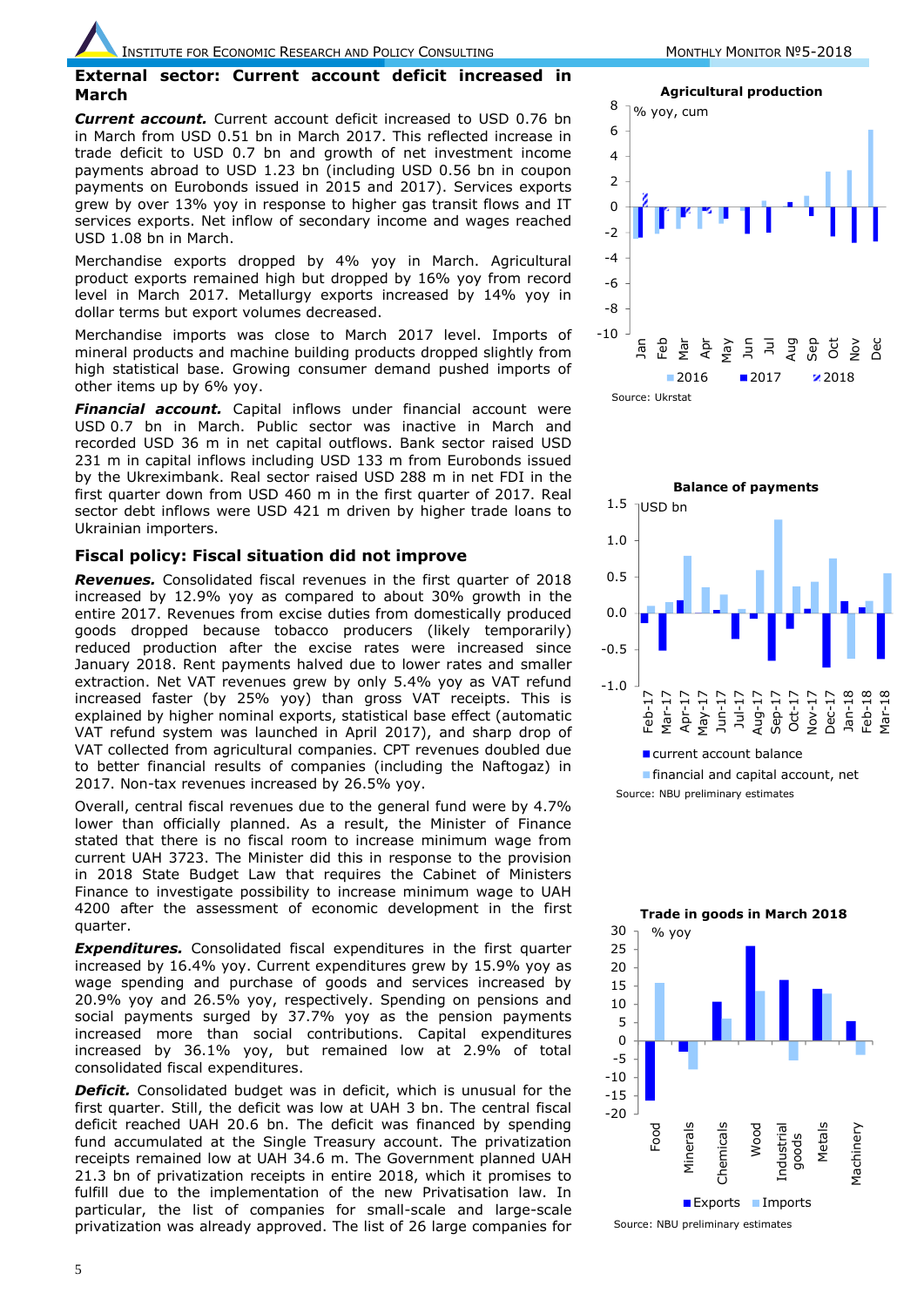## External sector: Current account deficit increased in March

***Current account.*** Current account deficit increased to USD 0.76 bn in March from USD 0.51 bn in March 2017. This reflected increase in trade deficit to USD 0.7 bn and growth of net investment income payments abroad to USD 1.23 bn (including USD 0.56 bn in coupon payments on Eurobonds issued in 2015 and 2017). Services exports grew by over 13% yoy in response to higher gas transit flows and IT services exports. Net inflow of secondary income and wages reached USD 1.08 bn in March.

Merchandise exports dropped by 4% yoy in March. Agricultural product exports remained high but dropped by 16% yoy from record level in March 2017. Metallurgy exports increased by 14% yoy in dollar terms but export volumes decreased.

Merchandise imports was close to March 2017 level. Imports of mineral products and machine building products dropped slightly from high statistical base. Growing consumer demand pushed imports of other items up by 6% yoy.

***Financial account.*** Capital inflows under financial account were USD 0.7 bn in March. Public sector was inactive in March and recorded USD 36 m in net capital outflows. Bank sector raised USD 231 m in capital inflows including USD 133 m from Eurobonds issued by the Ukreximbank. Real sector raised USD 288 m in net FDI in the first quarter down from USD 460 m in the first quarter of 2017. Real sector debt inflows were USD 421 m driven by higher trade loans to Ukrainian importers.

## Fiscal policy: Fiscal situation did not improve

***Revenues.*** Consolidated fiscal revenues in the first quarter of 2018 increased by 12.9% yoy as compared to about 30% growth in the entire 2017. Revenues from excise duties from domestically produced goods dropped because tobacco producers (likely temporarily) reduced production after the excise rates were increased since January 2018. Rent payments halved due to lower rates and smaller extraction. Net VAT revenues grew by only 5.4% yoy as VAT refund increased faster (by 25% yoy) than gross VAT receipts. This is explained by higher nominal exports, statistical base effect (automatic VAT refund system was launched in April 2017), and sharp drop of VAT collected from agricultural companies. CPT revenues doubled due to better financial results of companies (including the Naftogaz) in 2017. Non-tax revenues increased by 26.5% yoy.

Overall, central fiscal revenues due to the general fund were by 4.7% lower than officially planned. As a result, the Minister of Finance stated that there is no fiscal room to increase minimum wage from current UAH 3723. The Minister did this in response to the provision in 2018 State Budget Law that requires the Cabinet of Ministers Finance to investigate possibility to increase minimum wage to UAH 4200 after the assessment of economic development in the first quarter.

***Expenditures.*** Consolidated fiscal expenditures in the first quarter increased by 16.4% yoy. Current expenditures grew by 15.9% yoy as wage spending and purchase of goods and services increased by 20.9% yoy and 26.5% yoy, respectively. Spending on pensions and social payments surged by 37.7% yoy as the pension payments increased more than social contributions. Capital expenditures increased by 36.1% yoy, but remained low at 2.9% of total consolidated fiscal expenditures.

***Deficit.*** Consolidated budget was in deficit, which is unusual for the first quarter. Still, the deficit was low at UAH 3 bn. The central fiscal deficit reached UAH 20.6 bn. The deficit was financed by spending fund accumulated at the Single Treasury account. The privatization receipts remained low at UAH 34.6 m. The Government planned UAH 21.3 bn of privatization receipts in entire 2018, which it promises to fulfill due to the implementation of the new Privatisation law. In particular, the list of companies for small-scale and large-scale privatization was already approved. The list of 26 large companies for

**Agricultural production**

% yoy, cum

8, 6, 4, 2, 0, -2, -4, -6, -8, -10

Jan, Feb, Mar, Apr, May, Jun, Jul, Aug, Sep, Oct, Nov, Dec

2016, 2017, 2018

Source: Ukrstat

**Balance of payments**

USD bn

1.5, 1.0, 0.5, 0.0, -0.5, -1.0

Feb-17, Mar-17, Apr-17, May-17, Jun-17, Jul-17, Aug-17, Sep-17, Oct-17, Nov-17, Dec-17, Jan-18, Feb-18, Mar-18

current account balance

financial and capital account, net

Source: NBU preliminary estimates

**Trade in goods in March 2018**

% yoy

30, 25, 20, 15, 10, 5, 0, -5, -10, -15, -20

Food, Minerals, Chemicals, Wood, Industrial goods, Metals, Machinery

Exports, Imports

Source: NBU preliminary estimates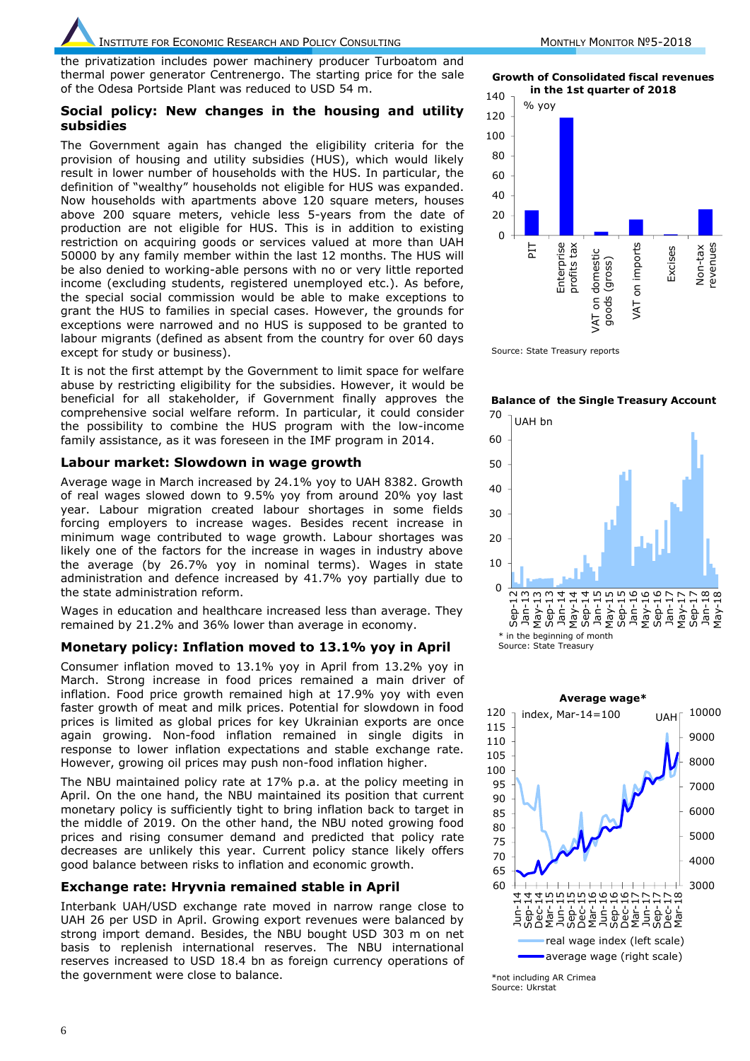the privatization includes power machinery producer Turboatom and thermal power generator Centrenergo. The starting price for the sale of the Odesa Portside Plant was reduced to USD 54 m.

### Social policy: New changes in the housing and utility subsidies

The Government again has changed the eligibility criteria for the provision of housing and utility subsidies (HUS), which would likely result in lower number of households with the HUS. In particular, the definition of "wealthy" households not eligible for HUS was expanded. Now households with apartments above 120 square meters, houses above 200 square meters, vehicle less 5-years from the date of production are not eligible for HUS. This is in addition to existing restriction on acquiring goods or services valued at more than UAH 50000 by any family member within the last 12 months. The HUS will be also denied to working-able persons with no or very little reported income (excluding students, registered unemployed etc.). As before, the special social commission would be able to make exceptions to grant the HUS to families in special cases. However, the grounds for exceptions were narrowed and no HUS is supposed to be granted to labour migrants (defined as absent from the country for over 60 days except for study or business).

It is not the first attempt by the Government to limit space for welfare abuse by restricting eligibility for the subsidies. However, it would be beneficial for all stakeholder, if Government finally approves the comprehensive social welfare reform. In particular, it could consider the possibility to combine the HUS program with the low-income family assistance, as it was foreseen in the IMF program in 2014.

### Labour market: Slowdown in wage growth

Average wage in March increased by 24.1% yoy to UAH 8382. Growth of real wages slowed down to 9.5% yoy from around 20% yoy last year. Labour migration created labour shortages in some fields forcing employers to increase wages. Besides recent increase in minimum wage contributed to wage growth. Labour shortages was likely one of the factors for the increase in wages in industry above the average (by 26.7% yoy in nominal terms). Wages in state administration and defence increased by 41.7% yoy partially due to the state administration reform.

Wages in education and healthcare increased less than average. They remained by 21.2% and 36% lower than average in economy.

### Monetary policy: Inflation moved to 13.1% yoy in April

Consumer inflation moved to 13.1% yoy in April from 13.2% yoy in March. Strong increase in food prices remained a main driver of inflation. Food price growth remained high at 17.9% yoy with even faster growth of meat and milk prices. Potential for slowdown in food prices is limited as global prices for key Ukrainian exports are once again growing. Non-food inflation remained in single digits in response to lower inflation expectations and stable exchange rate. However, growing oil prices may push non-food inflation higher.

The NBU maintained policy rate at 17% p.a. at the policy meeting in April. On the one hand, the NBU maintained its position that current monetary policy is sufficiently tight to bring inflation back to target in the middle of 2019. On the other hand, the NBU noted growing food prices and rising consumer demand and predicted that policy rate decreases are unlikely this year. Current policy stance likely offers good balance between risks to inflation and economic growth.

### Exchange rate: Hryvnia remained stable in April

Interbank UAH/USD exchange rate moved in narrow range close to UAH 26 per USD in April. Growing export revenues were balanced by strong import demand. Besides, the NBU bought USD 303 m on net basis to replenish international reserves. The NBU international reserves increased to USD 18.4 bn as foreign currency operations of the government were close to balance.

**Growth of Consolidated fiscal revenues in the 1st quarter of 2018**

% yoy

140
120
100
80
60
40
20
0

PIT
Enterprise profits tax
VAT on domestic goods (gross)
VAT on imports
Excises
Non-tax revenues

Source: State Treasury reports

**Balance of the Single Treasury Account**

UAH bn

70
60
50
40
30
20
10
0

Sep-12, Jan-13, May-13, Sep-13, Jan-14, May-14, Sep-14, Jan-15, May-15, Sep-15, Jan-16, May-16, Sep-16, Jan-17, May-17, Sep-17, Jan-18, May-18

\* in the beginning of month
Source: State Treasury

**Average wage***

index, Mar-14=100

UAH

120
115
110
105
100
95
90
85
80
75
70
65
60

10000
9000
8000
7000
6000
5000
4000
3000

Jun-14, Sep-14, Dec-14, Mar-15, Jun-15, Sep-15, Dec-15, Mar-16, Jun-16, Sep-16, Dec-16, Mar-17, Jun-17, Sep-17, Dec-17, Mar-18

real wage index (left scale)
average wage (right scale)

*not including AR Crimea
Source: Ukrstat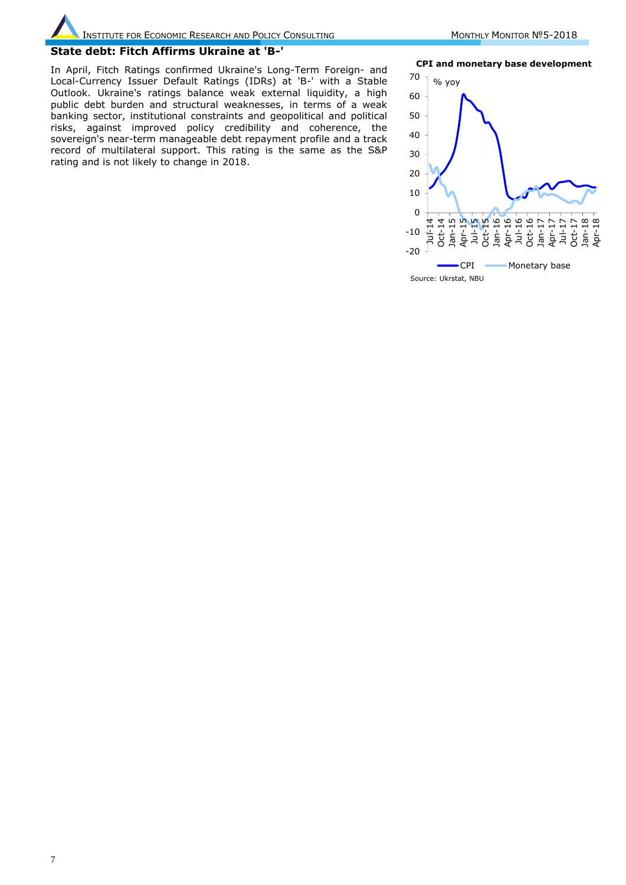## State debt: Fitch Affirms Ukraine at 'B-'

In April, Fitch Ratings confirmed Ukraine's Long-Term Foreign- and Local-Currency Issuer Default Ratings (IDRs) at 'B-' with a Stable Outlook. Ukraine's ratings balance weak external liquidity, a high public debt burden and structural weaknesses, in terms of a weak banking sector, institutional constraints and geopolitical and political risks, against improved policy credibility and coherence, the sovereign's near-term manageable debt repayment profile and a track record of multilateral support. This rating is the same as the S&P rating and is not likely to change in 2018.

**CPI and monetary base development**

% yoy

70
60
50
40
30
20
10
0
-10
-20

Jul-14, Oct-14, Jan-15, Apr-15, Jul-15, Oct-15, Jan-16, Apr-16, Jul-16, Oct-16, Jan-17, Apr-17, Jul-17, Oct-17, Jan-18, Apr-18

CPI — Monetary base

Source: Ukrstat, NBU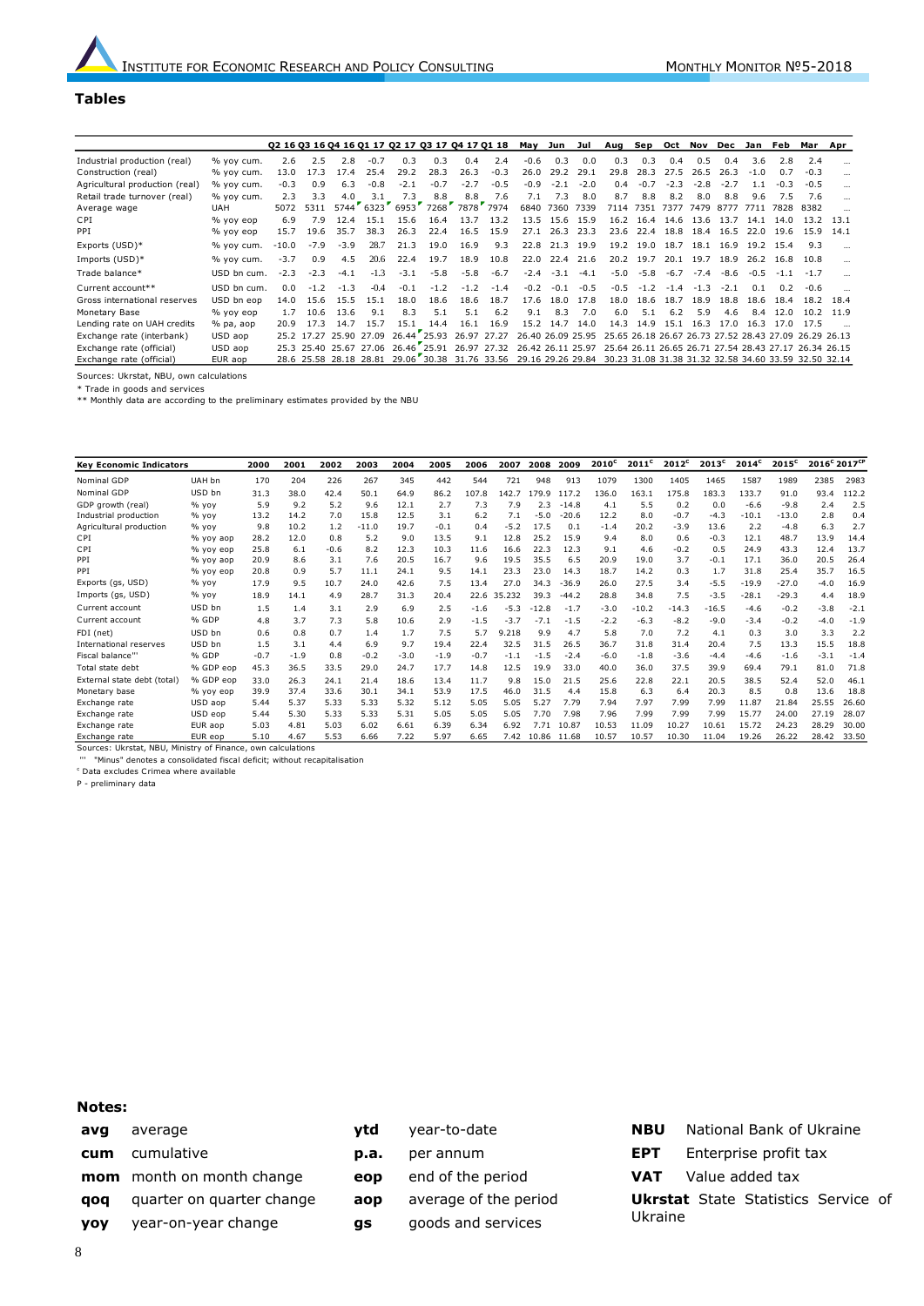## Tables

| | | Q2 16 | Q3 16 | Q4 16 | Q1 17 | Q2 17 | Q3 17 | Q4 17 | Q1 18 | May | Jun | Jul | Aug | Sep | Oct | Nov | Dec | Jan | Feb | Mar | Apr |
|---|---|---|---|---|---|---|---|---|---|---|---|---|---|---|---|---|---|---|---|---|---|
| Industrial production (real) | % yoy cum. | 2.6 | 2.5 | 2.8 | -0.7 | 0.3 | 0.3 | 0.4 | 2.4 | -0.6 | 0.3 | 0.0 | 0.3 | 0.3 | 0.4 | 0.5 | 0.4 | 3.6 | 2.8 | 2.4 | ... |
| Construction (real) | % yoy cum. | 13.0 | 17.3 | 17.4 | 25.4 | 29.2 | 28.3 | 26.3 | -0.3 | 26.0 | 29.2 | 29.1 | 29.8 | 28.3 | 27.5 | 26.5 | 26.3 | -1.0 | 0.7 | -0.3 | ... |
| Agricultural production (real) | % yoy cum. | -0.3 | 0.9 | 6.3 | -0.8 | -2.1 | -0.7 | -2.7 | -0.5 | -0.9 | -2.1 | -2.0 | 0.4 | -0.7 | -2.3 | -2.8 | -2.7 | 1.1 | -0.3 | -0.5 | ... |
| Retail trade turnover (real) | % yoy cum. | 2.3 | 3.3 | 4.0 | 3.1 | 7.3 | 8.8 | 8.8 | 7.6 | 7.1 | 7.3 | 8.0 | 8.7 | 8.8 | 8.2 | 8.0 | 8.8 | 9.6 | 7.5 | 7.6 | ... |
| Average wage | UAH | 5072 | 5311 | 5744 | 6323 | 6953 | 7268 | 7878 | 7974 | 6840 | 7360 | 7339 | 7114 | 7351 | 7377 | 7479 | 8777 | 7711 | 7828 | 8382 | ... |
| CPI | % yoy eop | 6.9 | 7.9 | 12.4 | 15.1 | 15.6 | 16.4 | 13.7 | 13.2 | 13.5 | 15.6 | 15.9 | 16.2 | 16.4 | 14.6 | 13.6 | 13.7 | 14.1 | 14.0 | 13.2 | 13.1 |
| PPI | % yoy eop | 15.7 | 19.6 | 35.7 | 38.3 | 26.3 | 22.4 | 16.5 | 15.9 | 27.1 | 26.3 | 23.3 | 23.6 | 22.4 | 18.8 | 18.4 | 16.5 | 22.0 | 19.6 | 15.9 | 14.1 |
| Exports (USD)* | % yoy cum. | -10.0 | -7.9 | -3.9 | 28.7 | 21.3 | 19.0 | 16.9 | 9.3 | 22.8 | 21.3 | 19.9 | 19.2 | 19.0 | 18.7 | 18.1 | 16.9 | 19.2 | 15.4 | 9.3 | ... |
| Imports (USD)* | % yoy cum. | -3.7 | 0.9 | 4.5 | 20.6 | 22.4 | 19.7 | 18.9 | 10.8 | 22.0 | 22.4 | 21.6 | 20.2 | 19.7 | 20.1 | 19.7 | 18.9 | 26.2 | 16.8 | 10.8 | ... |
| Trade balance* | USD bn cum. | -2.3 | -2.3 | -4.1 | -1.3 | -3.1 | -5.8 | -5.8 | -6.7 | -2.4 | -3.1 | -4.1 | -5.0 | -5.8 | -6.7 | -7.4 | -8.6 | -0.5 | -1.1 | -1.7 | ... |
| Current account** | USD bn cum. | 0.0 | -1.2 | -1.3 | -0.4 | -0.1 | -1.2 | -1.2 | -1.4 | -0.2 | -0.1 | -0.5 | -0.5 | -1.2 | -1.4 | -1.3 | -2.1 | 0.1 | 0.2 | -0.6 | ... |
| Gross international reserves | USD bn eop | 14.0 | 15.6 | 15.5 | 15.1 | 18.0 | 18.6 | 18.6 | 18.7 | 17.6 | 18.0 | 17.8 | 18.0 | 18.6 | 18.7 | 18.9 | 18.8 | 18.6 | 18.4 | 18.2 | 18.4 |
| Monetary Base | % yoy eop | 1.7 | 10.6 | 13.6 | 9.1 | 8.3 | 5.1 | 5.1 | 6.2 | 9.1 | 8.3 | 7.0 | 6.0 | 5.1 | 6.2 | 5.9 | 4.6 | 8.4 | 12.0 | 10.2 | 11.9 |
| Lending rate on UAH credits | % pa, aop | 20.9 | 17.3 | 14.7 | 15.7 | 15.1 | 14.4 | 16.1 | 16.9 | 15.2 | 14.7 | 14.0 | 14.3 | 14.9 | 15.1 | 16.3 | 17.0 | 16.3 | 17.0 | 17.5 | ... |
| Exchange rate (interbank) | USD aop | 25.2 | 17.27 | 25.90 | 27.09 | 26.44 | 25.93 | 26.97 | 27.27 | 26.40 | 26.09 | 25.95 | 25.65 | 26.18 | 26.67 | 26.73 | 27.52 | 28.43 | 27.09 | 26.29 | 26.13 |
| Exchange rate (official) | USD aop | 25.3 | 25.40 | 25.67 | 27.06 | 26.46 | 25.91 | 26.97 | 27.32 | 26.42 | 26.11 | 25.97 | 25.64 | 26.11 | 26.65 | 26.71 | 27.54 | 28.43 | 27.17 | 26.34 | 26.15 |
| Exchange rate (official) | EUR aop | 28.6 | 25.58 | 28.18 | 28.81 | 29.06 | 30.38 | 31.76 | 33.56 | 29.16 | 29.26 | 29.84 | 30.23 | 31.08 | 31.38 | 31.32 | 32.58 | 34.60 | 33.59 | 32.50 | 32.14 |

Sources: Ukrstat, NBU, own calculations

\* Trade in goods and services

\** Monthly data are according to the preliminary estimates provided by the NBU

| Key Economic Indicators | | 2000 | 2001 | 2002 | 2003 | 2004 | 2005 | 2006 | 2007 | 2008 | 2009 | 2010[c] | 2011[c] | 2012[c] | 2013[c] | 2014[c] | 2015[c] | 2016[c] | 2017[cP] |
|---|---|---|---|---|---|---|---|---|---|---|---|---|---|---|---|---|---|---|---|
| Nominal GDP | UAH bn | 170 | 204 | 226 | 267 | 345 | 442 | 544 | 721 | 948 | 913 | 1079 | 1300 | 1405 | 1465 | 1587 | 1989 | 2385 | 2983 |
| Nominal GDP | USD bn | 31.3 | 38.0 | 42.4 | 50.1 | 64.9 | 86.2 | 107.8 | 142.7 | 179.9 | 117.2 | 136.0 | 163.1 | 175.8 | 183.3 | 133.7 | 91.0 | 93.4 | 112.2 |
| GDP growth (real) | % yoy | 5.9 | 9.2 | 5.2 | 9.6 | 12.1 | 2.7 | 7.3 | 7.9 | 2.3 | -14.8 | 4.1 | 5.5 | 0.2 | 0.0 | -6.6 | -9.8 | 2.4 | 2.5 |
| Industrial production | % yoy | 13.2 | 14.2 | 7.0 | 15.8 | 12.5 | 3.1 | 6.2 | 7.1 | -5.0 | -20.6 | 12.2 | 8.0 | -0.7 | -4.3 | -10.1 | -13.0 | 2.8 | 0.4 |
| Agricultural production | % yoy | 9.8 | 10.2 | 1.2 | -11.0 | 19.7 | -0.1 | 0.4 | -5.2 | 17.5 | 0.1 | -1.4 | 20.2 | -3.9 | 13.6 | 2.2 | -4.8 | 6.3 | 2.7 |
| CPI | % yoy aop | 28.2 | 12.0 | 0.8 | 5.2 | 9.0 | 13.5 | 9.1 | 12.8 | 25.2 | 15.9 | 9.4 | 8.0 | 0.6 | -0.3 | 12.1 | 48.7 | 13.9 | 14.4 |
| CPI | % yoy eop | 25.8 | 6.1 | -0.6 | 8.2 | 12.3 | 10.3 | 11.6 | 16.6 | 22.3 | 12.3 | 9.1 | 4.6 | -0.2 | 0.5 | 24.9 | 43.3 | 12.4 | 13.7 |
| PPI | % yoy aop | 20.9 | 8.6 | 3.1 | 7.6 | 20.5 | 16.7 | 9.6 | 19.5 | 35.5 | 6.5 | 20.9 | 19.0 | 3.7 | -0.1 | 17.1 | 36.0 | 20.5 | 26.4 |
| PPI | % yoy eop | 20.8 | 0.9 | 5.7 | 11.1 | 24.1 | 9.5 | 14.1 | 23.3 | 23.0 | 14.3 | 18.7 | 14.2 | 0.3 | 1.7 | 31.8 | 25.4 | 35.7 | 16.5 |
| Exports (gs, USD) | % yoy | 17.9 | 9.5 | 10.7 | 24.0 | 42.6 | 7.5 | 13.4 | 27.0 | 34.3 | -36.9 | 26.0 | 27.5 | 3.4 | -5.5 | -19.9 | -27.0 | -4.0 | 16.9 |
| Imports (gs, USD) | % yoy | 18.9 | 14.1 | 4.9 | 28.7 | 31.3 | 20.4 | 22.6 | 35.232 | 39.3 | -44.2 | 28.8 | 34.8 | 7.5 | -3.5 | -28.1 | -29.3 | 4.4 | 18.9 |
| Current account | USD bn | 1.5 | 1.4 | 3.1 | 2.9 | 6.9 | 2.5 | -1.6 | -5.3 | -12.8 | -1.7 | -3.0 | -10.2 | -14.3 | -16.5 | -4.6 | -0.2 | -3.8 | -2.1 |
| Current account | % GDP | 4.8 | 3.7 | 7.3 | 5.8 | 10.6 | 2.9 | -1.5 | -3.7 | -7.1 | -1.5 | -2.2 | -6.3 | -8.2 | -9.0 | -3.4 | -0.2 | -4.0 | -1.9 |
| FDI (net) | USD bn | 0.6 | 0.8 | 0.7 | 1.4 | 1.7 | 7.5 | 5.7 | 9.218 | 9.9 | 4.7 | 5.8 | 7.0 | 7.2 | 4.1 | 0.3 | 3.0 | 3.3 | 2.2 |
| International reserves | USD bn | 1.5 | 3.1 | 4.4 | 6.9 | 9.7 | 19.4 | 22.4 | 32.5 | 31.5 | 26.5 | 36.7 | 31.8 | 31.4 | 20.4 | 7.5 | 13.3 | 15.5 | 18.8 |
| Fiscal balance''' | % GDP | -0.7 | -1.9 | 0.8 | -0.2 | -3.0 | -1.9 | -0.7 | -1.1 | -1.5 | -2.4 | -6.0 | -1.8 | -3.6 | -4.4 | -4.6 | -1.6 | -3.1 | -1.4 |
| Total state debt | % GDP eop | 45.3 | 36.5 | 33.5 | 29.0 | 24.7 | 17.7 | 14.8 | 12.5 | 19.9 | 33.0 | 40.0 | 36.0 | 37.5 | 39.9 | 69.4 | 79.1 | 81.0 | 71.8 |
| External state debt (total) | % GDP eop | 33.0 | 26.3 | 24.1 | 21.4 | 18.6 | 13.4 | 11.7 | 9.8 | 15.0 | 21.5 | 25.6 | 22.8 | 22.1 | 20.5 | 38.5 | 52.4 | 52.0 | 46.1 |
| Monetary base | % yoy eop | 39.9 | 37.4 | 33.6 | 30.1 | 34.1 | 53.9 | 17.5 | 46.0 | 31.5 | 4.4 | 15.8 | 6.3 | 6.4 | 20.3 | 8.5 | 0.8 | 13.6 | 18.8 |
| Exchange rate | USD aop | 5.44 | 5.37 | 5.33 | 5.33 | 5.32 | 5.12 | 5.05 | 5.05 | 5.27 | 7.79 | 7.94 | 7.97 | 7.99 | 7.99 | 11.87 | 21.84 | 25.55 | 26.60 |
| Exchange rate | USD eop | 5.44 | 5.30 | 5.33 | 5.33 | 5.31 | 5.05 | 5.05 | 5.05 | 7.70 | 7.98 | 7.96 | 7.99 | 7.99 | 7.99 | 15.77 | 24.00 | 27.19 | 28.07 |
| Exchange rate | EUR aop | 5.03 | 4.81 | 5.03 | 6.02 | 6.61 | 6.39 | 6.34 | 6.92 | 7.71 | 10.87 | 10.53 | 11.09 | 10.27 | 10.61 | 15.72 | 24.23 | 28.29 | 30.00 |
| Exchange rate | EUR eop | 5.10 | 4.67 | 5.53 | 6.66 | 7.22 | 5.97 | 6.65 | 7.42 | 10.86 | 11.68 | 10.57 | 10.57 | 10.30 | 11.04 | 19.26 | 26.22 | 28.42 | 33.50 |

Sources: Ukrstat, NBU, Ministry of Finance, own calculations

''' "Minus" denotes a consolidated fiscal deficit; without recapitalisation

[c] Data excludes Crimea where available

P - preliminary data

**Notes:**

- **avg** average
- **cum** cumulative
- **mom** month on month change
- **qoq** quarter on quarter change
- **yoy** year-on-year change
- **ytd** year-to-date
- **p.a.** per annum
- **eop** end of the period
- **aop** average of the period
- **gs** goods and services
- **NBU** National Bank of Ukraine
- **EPT** Enterprise profit tax
- **VAT** Value added tax
- **Ukrstat** State Statistics Service of Ukraine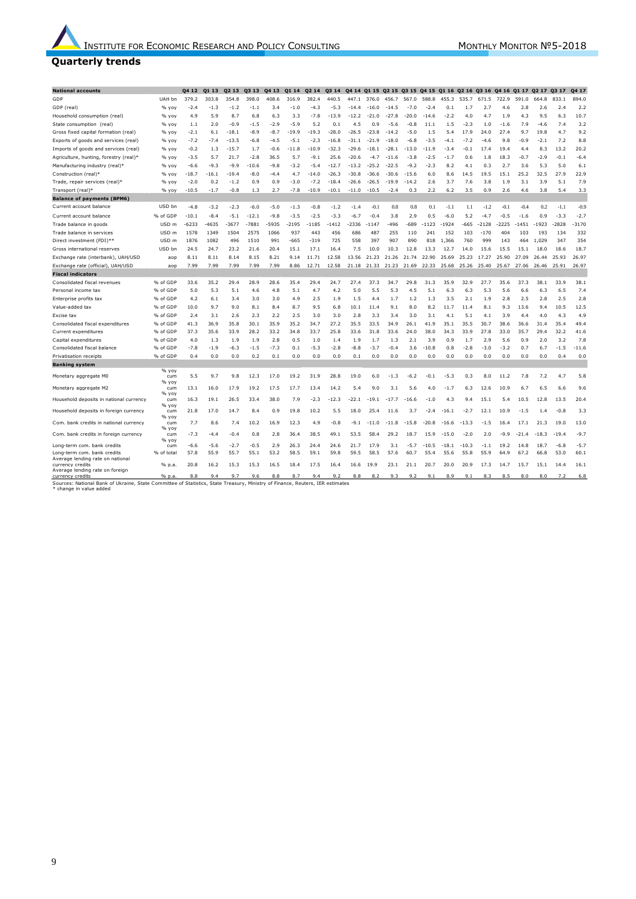## Quarterly trends

| National accounts | | Q4 12 | Q1 13 | Q2 13 | Q3 13 | Q4 13 | Q1 14 | Q2 14 | Q3 14 | Q4 14 | Q1 15 | Q2 15 | Q3 15 | Q4 15 | Q1 16 | Q2 16 | Q3 16 | Q4 16 | Q1 17 | Q2 17 | Q3 17 | Q4 17 |
|---|---|---|---|---|---|---|---|---|---|---|---|---|---|---|---|---|---|---|---|---|---|---|
| GDP | UAH bn | 379.2 | 303.8 | 354.8 | 398.0 | 408.6 | 316.9 | 382.4 | 440.5 | 447.1 | 376.0 | 456.7 | 567.0 | 588.8 | 455.3 | 535.7 | 671.5 | 722.9 | 591.0 | 664.8 | 833.1 | 894.0 |
| GDP (real) | % yoy | -2.4 | -1.3 | -1.2 | -1.1 | 3.4 | -1.0 | -4.3 | -5.3 | -14.4 | -16.0 | -14.5 | -7.0 | -2.4 | 0.1 | 1.7 | 2.7 | 4.6 | 2.8 | 2.6 | 2.4 | 2.2 |
| Household consumption (real) | % yoy | 4.9 | 5.9 | 8.7 | 6.8 | 6.3 | 3.3 | -7.8 | -13.9 | -12.2 | -21.0 | -27.8 | -20.0 | -14.6 | -2.2 | 4.0 | 4.7 | 1.9 | 4.3 | 9.5 | 6.3 | 10.7 |
| State consumption (real) | % yoy | 1.1 | 2.0 | -0.9 | -1.5 | -2.9 | -5.9 | 5.2 | 0.1 | 4.5 | 0.9 | -5.6 | -0.8 | 11.1 | 1.5 | -2.3 | 1.0 | -1.6 | 7.9 | -4.6 | 7.4 | 3.2 |
| Gross fixed capital formation (real) | % yoy | -2.1 | 6.1 | -18.1 | -8.9 | -8.7 | -19.9 | -19.3 | -28.0 | -26.5 | -23.8 | -14.2 | -5.0 | 1.5 | 5.4 | 17.9 | 24.0 | 27.4 | 9.7 | 19.8 | 4.7 | 9.2 |
| Exports of goods and services (real) | % yoy | -7.2 | -7.4 | -13.5 | -6.8 | -4.5 | -5.1 | -2.3 | -16.8 | -31.1 | -21.9 | -18.0 | -6.8 | -3.5 | -4.1 | -7.2 | -4.6 | 9.8 | -0.9 | -2.1 | 7.2 | 8.8 |
| Imports of goods and services (real) | % yoy | -0.2 | 1.3 | -15.7 | 1.7 | -0.6 | -11.8 | -10.9 | -32.3 | -29.6 | -18.1 | -28.1 | -13.0 | -11.9 | -3.4 | -0.1 | 17.4 | 19.4 | 4.4 | 8.3 | 13.2 | 20.2 |
| Agriculture, hunting, forestry (real)* | % yoy | -3.5 | 5.7 | 21.7 | -2.8 | 36.5 | 5.7 | -9.1 | 25.6 | -20.6 | -4.7 | -11.6 | -3.8 | -2.5 | -1.7 | 0.6 | 1.8 | 18.3 | -0.7 | -2.9 | -0.1 | -6.4 |
| Manufacturing industry (real)* | % yoy | -6.6 | -9.3 | -9.9 | -10.6 | -9.8 | -3.2 | -5.4 | -12.7 | -13.2 | -25.2 | -22.5 | -9.2 | -2.3 | 8.2 | 4.1 | 0.3 | 2.7 | 3.6 | 5.3 | 5.0 | 6.1 |
| Construction (real)* | % yoy | -18.7 | -16.1 | -19.4 | -8.0 | -4.4 | 4.7 | -14.0 | -26.3 | -30.8 | -36.6 | -30.6 | -15.6 | 6.0 | 8.6 | 14.5 | 19.5 | 15.1 | 25.2 | 32.5 | 27.9 | 22.9 |
| Trade, repair services (real)* | % yoy | -2.0 | 0.2 | -1.2 | 0.9 | 0.9 | -3.0 | -7.2 | -18.4 | -26.6 | -26.5 | -19.9 | -14.2 | 2.6 | 3.7 | 7.6 | 3.8 | 1.9 | 3.1 | 3.9 | 5.1 | 7.9 |
| Transport (real)* | % yoy | -10.5 | -1.7 | -0.8 | 1.3 | 2.7 | -7.8 | -10.9 | -10.1 | -11.0 | -10.5 | -2.4 | 0.3 | 2.2 | 6.2 | 3.5 | 0.9 | 2.6 | 4.6 | 3.8 | 5.4 | 3.3 |
| **Balance of payments (BPM6)** | | | | | | | | | | | | | | | | | | | | | | |
| Current account balance | USD bn | -4.8 | -3.2 | -2.3 | -6.0 | -5.0 | -1.3 | -0.8 | -1.2 | -1.4 | -0.1 | 0.8 | 0.8 | 0.1 | -1.1 | 1.1 | -1.2 | -0.1 | -0.4 | 0.2 | -1.1 | -0.9 |
| Current account balance | % of GDP | -10.1 | -8.4 | -5.1 | -12.1 | -9.8 | -3.5 | -2.5 | -3.3 | -6.7 | -0.4 | 3.8 | 2.9 | 0.5 | -6.0 | 5.2 | -4.7 | -0.5 | -1.6 | 0.9 | -3.3 | -2.7 |
| Trade balance in goods | USD m | -6233 | -4635 | -3677 | -7881 | -5935 | -2195 | -1185 | -1412 | -2336 | -1147 | -496 | -689 | -1123 | -1924 | -665 | -2128 | -2225 | -1451 | -1923 | -2828 | -3170 |
| Trade balance in services | USD m | 1578 | 1349 | 1504 | 2575 | 1066 | 937 | 443 | 456 | 686 | 487 | 255 | 110 | 241 | 152 | 103 | -170 | 404 | 103 | 193 | 134 | 332 |
| Direct investment (FDI)** | USD m | 1876 | 1082 | 496 | 1510 | 991 | -665 | -319 | 725 | 558 | 397 | 907 | 890 | 818 | 1,366 | 760 | 999 | 143 | 464 | 1,029 | 347 | 354 |
| Gross international reserves | USD bn | 24.5 | 24.7 | 23.2 | 21.6 | 20.4 | 15.1 | 17.1 | 16.4 | 7.5 | 10.0 | 10.3 | 12.8 | 13.3 | 12.7 | 14.0 | 15.6 | 15.5 | 15.1 | 18.0 | 18.6 | 18.7 |
| Exchange rate (interbank), UAH/USD | aop | 8.11 | 8.11 | 8.14 | 8.15 | 8.21 | 9.14 | 11.71 | 12.58 | 13.56 | 21.23 | 21.26 | 21.74 | 22.90 | 25.69 | 25.23 | 17.27 | 25.90 | 27.09 | 26.44 | 25.93 | 26.97 |
| Exchange rate (official), UAH/USD | aop | 7.99 | 7.99 | 7.99 | 7.99 | 7.99 | 8.86 | 12.71 | 12.58 | 21.18 | 21.33 | 21.23 | 21.69 | 22.33 | 25.68 | 25.26 | 25.40 | 25.67 | 27.06 | 26.46 | 25.91 | 26.97 |
| **Fiscal indicators** | | | | | | | | | | | | | | | | | | | | | | |
| Consolidated fiscal revenues | % of GDP | 33.6 | 35.2 | 29.4 | 28.9 | 28.6 | 35.4 | 29.4 | 24.7 | 27.4 | 37.3 | 34.7 | 29.8 | 31.3 | 35.9 | 32.9 | 27.7 | 35.6 | 37.3 | 38.1 | 33.9 | 38.1 |
| Personal income tax | % of GDP | 5.0 | 5.3 | 5.1 | 4.6 | 4.8 | 5.1 | 4.7 | 4.2 | 5.0 | 5.5 | 5.3 | 4.5 | 5.1 | 6.3 | 6.3 | 5.3 | 5.6 | 6.6 | 6.3 | 6.5 | 7.4 |
| Enterprise profits tax | % of GDP | 4.2 | 6.1 | 3.4 | 3.0 | 3.0 | 4.9 | 2.5 | 1.9 | 1.5 | 4.4 | 1.7 | 1.2 | 1.3 | 3.5 | 2.1 | 1.9 | 2.8 | 2.5 | 2.8 | 2.5 | 2.8 |
| Value-added tax | % of GDP | 10.0 | 9.7 | 9.0 | 8.1 | 8.4 | 8.7 | 9.5 | 6.8 | 10.1 | 11.4 | 9.1 | 8.0 | 8.2 | 11.7 | 11.4 | 8.1 | 9.3 | 13.6 | 9.4 | 10.5 | 12.5 |
| Excise tax | % of GDP | 2.4 | 3.1 | 2.6 | 2.3 | 2.2 | 2.5 | 3.0 | 3.0 | 2.8 | 3.3 | 3.4 | 3.0 | 3.1 | 4.1 | 5.1 | 4.1 | 3.9 | 4.4 | 4.0 | 4.3 | 4.9 |
| Consolidated fiscal expenditures | % of GDP | 41.3 | 36.9 | 35.8 | 30.1 | 35.9 | 35.2 | 34.7 | 27.2 | 35.5 | 33.5 | 34.9 | 26.1 | 41.9 | 35.1 | 35.5 | 30.7 | 38.6 | 36.6 | 31.4 | 35.4 | 49.4 |
| Current expenditures | % of GDP | 37.3 | 35.6 | 33.9 | 28.2 | 33.2 | 34.8 | 33.7 | 25.8 | 33.6 | 31.8 | 33.6 | 24.0 | 38.0 | 34.3 | 33.9 | 27.8 | 33.0 | 35.7 | 29.4 | 32.2 | 41.6 |
| Capital expenditures | % of GDP | 4.0 | 1.3 | 1.9 | 1.9 | 2.8 | 0.5 | 1.0 | 1.4 | 1.9 | 1.7 | 1.3 | 2.1 | 3.9 | 0.9 | 1.7 | 2.9 | 5.6 | 0.9 | 2.0 | 3.2 | 7.8 |
| Consolidated fiscal balance | % of GDP | -7.8 | -1.9 | -6.3 | -1.5 | -7.3 | 0.1 | -5.3 | -2.8 | -8.8 | -3.7 | -0.4 | 3.6 | -10.8 | 0.8 | -2.8 | -3.0 | -3.2 | 0.7 | 6.7 | -1.5 | -11.6 |
| Privatisation receipts | % of GDP | 0.4 | 0.0 | 0.0 | 0.2 | 0.1 | 0.0 | 0.0 | 0.0 | 0.1 | 0.0 | 0.0 | 0.0 | 0.0 | 0.0 | 0.0 | 0.0 | 0.0 | 0.0 | 0.0 | 0.4 | 0.0 |
| **Banking system** | | | | | | | | | | | | | | | | | | | | | | |
| Monetary aggregate M0 | % yoy cum | 5.5 | 9.7 | 9.8 | 12.3 | 17.0 | 19.2 | 31.9 | 28.8 | 19.0 | 6.0 | -1.3 | -6.2 | -0.1 | -5.3 | 0.3 | 8.0 | 11.2 | 7.8 | 7.2 | 4.7 | 5.8 |
| Monetary aggregate M2 | % yoy cum | 13.1 | 16.0 | 17.9 | 19.2 | 17.5 | 17.7 | 13.4 | 14.2 | 5.4 | 9.0 | 3.1 | 5.6 | 4.0 | -1.7 | 6.3 | 12.6 | 10.9 | 6.7 | 6.5 | 6.6 | 9.6 |
| Household deposits in national currency | % yoy cum | 16.3 | 19.1 | 26.5 | 33.4 | 38.0 | 7.9 | -2.3 | -12.3 | -22.1 | -19.1 | -17.7 | -16.6 | -1.0 | 4.3 | 9.4 | 15.1 | 5.4 | 10.5 | 12.8 | 13.5 | 20.4 |
| Household deposits in foreign currency | % yoy cum | 21.8 | 17.0 | 14.7 | 8.4 | 0.9 | 19.8 | 10.2 | 5.5 | 18.0 | 25.4 | 11.6 | 3.7 | -2.4 | -16.1 | -2.7 | 12.1 | 10.9 | -1.5 | 1.4 | -0.8 | 3.3 |
| Com. bank credits in national currency | % yoy cum | 7.7 | 8.6 | 7.4 | 10.2 | 16.9 | 12.3 | 4.9 | -0.8 | -9.1 | -11.0 | -11.8 | -15.8 | -20.8 | -16.6 | -13.3 | -1.5 | 16.4 | 17.1 | 21.3 | 19.0 | 13.0 |
| Com. bank credits in foreign currency | % yoy cum | -7.3 | -4.4 | -0.4 | 0.8 | 2.8 | 36.4 | 38.5 | 49.1 | 53.5 | 58.4 | 29.2 | 18.7 | 15.9 | -15.0 | -2.0 | 2.0 | -9.9 | -21.4 | -18.3 | -19.4 | -9.7 |
| Long-term com. bank credits | % yoy cum | -6.6 | -5.6 | -2.7 | -0.5 | 2.9 | 26.3 | 24.4 | 24.6 | 21.7 | 17.9 | 3.1 | -5.7 | -10.5 | -18.1 | -10.3 | -1.1 | 19.2 | 14.8 | 18.7 | -6.8 | -5.7 |
| Long-term com. bank credits | % of total | 57.8 | 55.9 | 55.7 | 55.1 | 53.2 | 58.5 | 59.1 | 59.8 | 59.5 | 58.5 | 57.6 | 60.7 | 55.4 | 55.6 | 55.8 | 55.9 | 64.9 | 67.2 | 66.8 | 53.0 | 60.1 |
| Average lending rate on national currency credits | % p.a. | 20.8 | 16.2 | 15.3 | 15.3 | 16.5 | 18.4 | 17.5 | 16.4 | 16.6 | 19.9 | 23.1 | 21.1 | 20.7 | 20.0 | 20.9 | 17.3 | 14.7 | 15.7 | 15.1 | 14.4 | 16.1 |
| Average lending rate on foreign currency credits | % p.a. | 8.8 | 9.4 | 9.7 | 9.6 | 8.8 | 8.7 | 9.4 | 9.2 | 8.8 | 8.2 | 9.3 | 9.2 | 9.1 | 8.9 | 9.1 | 8.3 | 8.5 | 8.0 | 8.0 | 7.2 | 6.8 |

Sources: National Bank of Ukraine, State Committee of Statistics, State Treasury, Ministry of Finance, Reuters, IER estimates
* change in value added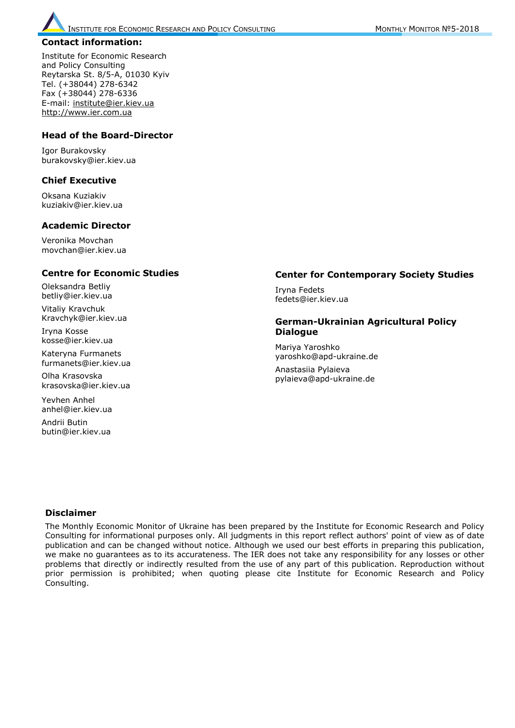**Contact information:**

Institute for Economic Research
and Policy Consulting
Reytarska St. 8/5-A, 01030 Kyiv
Tel. (+38044) 278-6342
Fax (+38044) 278-6336
E-mail: institute@ier.kiev.ua
http://www.ier.com.ua

### Head of the Board-Director

Igor Burakovsky
burakovsky@ier.kiev.ua

### Chief Executive

Oksana Kuziakiv
kuziakiv@ier.kiev.ua

### Academic Director

Veronika Movchan
movchan@ier.kiev.ua

### Centre for Economic Studies

Oleksandra Betliy
betliy@ier.kiev.ua

Vitaliy Kravchuk
Kravchyk@ier.kiev.ua

Iryna Kosse
kosse@ier.kiev.ua

Kateryna Furmanets
furmanets@ier.kiev.ua

Olha Krasovska
krasovska@ier.kiev.ua

Yevhen Anhel
anhel@ier.kiev.ua

Andrii Butin
butin@ier.kiev.ua

### Center for Contemporary Society Studies

Iryna Fedets
fedets@ier.kiev.ua

### German-Ukrainian Agricultural Policy Dialogue

Mariya Yaroshko
yaroshko@apd-ukraine.de

Anastasiia Pylaieva
pylaieva@apd-ukraine.de

### Disclaimer

The Monthly Economic Monitor of Ukraine has been prepared by the Institute for Economic Research and Policy Consulting for informational purposes only. All judgments in this report reflect authors' point of view as of date publication and can be changed without notice. Although we used our best efforts in preparing this publication, we make no guarantees as to its accurateness. The IER does not take any responsibility for any losses or other problems that directly or indirectly resulted from the use of any part of this publication. Reproduction without prior permission is prohibited; when quoting please cite Institute for Economic Research and Policy Consulting.